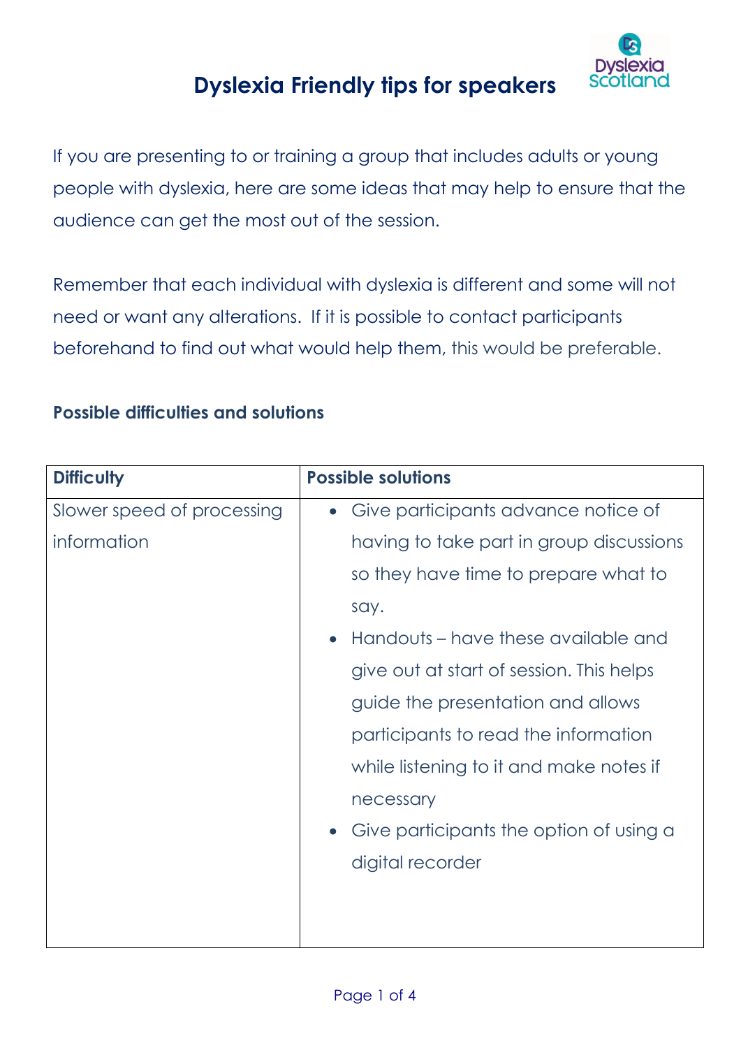# Dyslexia Friendly tips for speakers

If you are presenting to or training a group that includes adults or young people with dyslexia, here are some ideas that may help to ensure that the audience can get the most out of the session.

Remember that each individual with dyslexia is different and some will not need or want any alterations. If it is possible to contact participants beforehand to find out what would help them, this would be preferable.

### Possible difficulties and solutions

| Difficulty | Possible solutions |
| --- | --- |
| Slower speed of processing information | • Give participants advance notice of having to take part in group discussions so they have time to prepare what to say.<br>• Handouts – have these available and give out at start of session. This helps guide the presentation and allows participants to read the information while listening to it and make notes if necessary<br>• Give participants the option of using a digital recorder |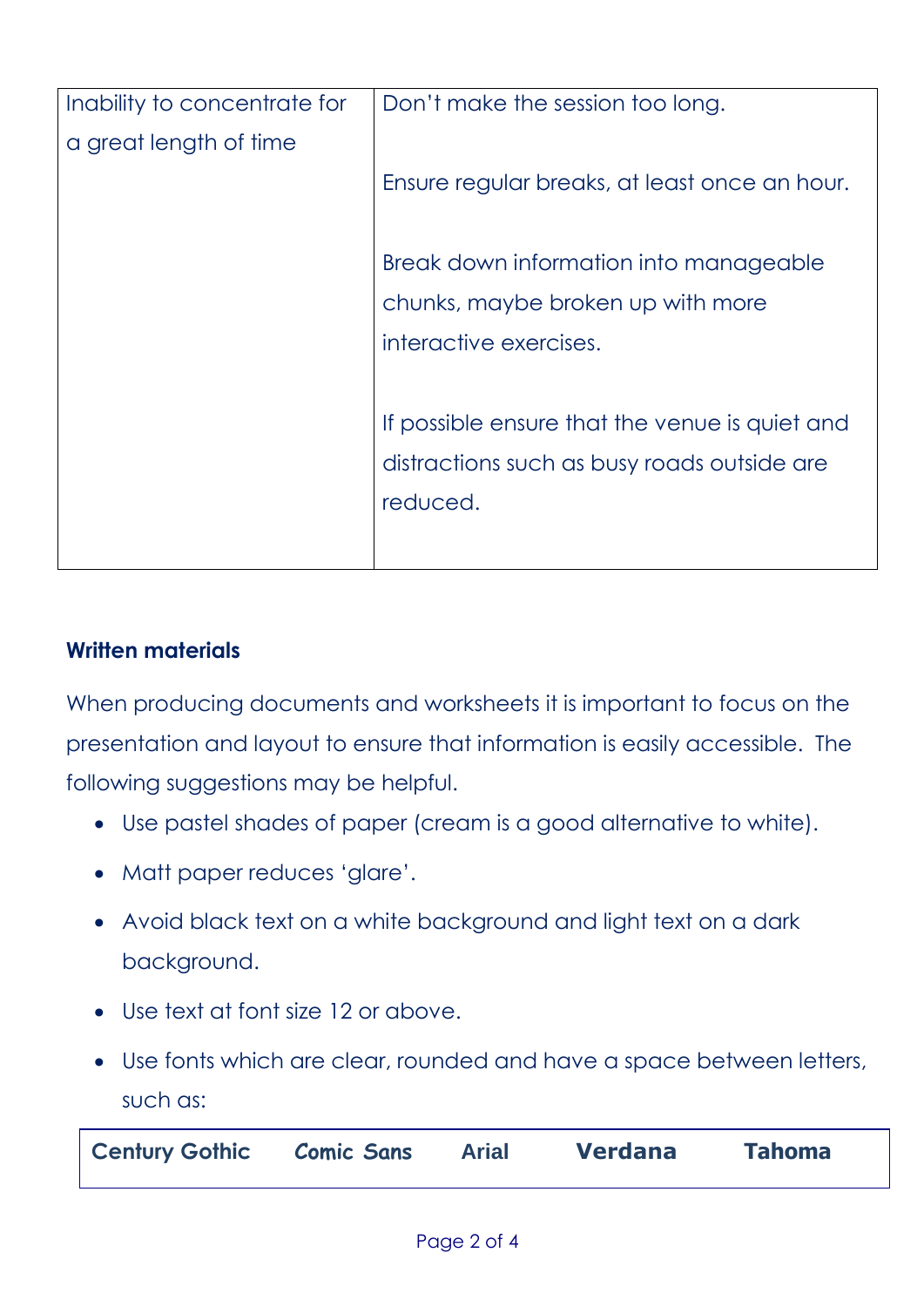| Inability to concentrate for a great length of time | Don’t make the session too long.<br><br>Ensure regular breaks, at least once an hour.<br><br>Break down information into manageable chunks, maybe broken up with more interactive exercises.<br><br>If possible ensure that the venue is quiet and distractions such as busy roads outside are reduced. |
|---|---|

**Written materials**

When producing documents and worksheets it is important to focus on the presentation and layout to ensure that information is easily accessible. The following suggestions may be helpful.

- Use pastel shades of paper (cream is a good alternative to white).
- Matt paper reduces ‘glare’.
- Avoid black text on a white background and light text on a dark background.
- Use text at font size 12 or above.
- Use fonts which are clear, rounded and have a space between letters, such as:

| **Century Gothic** | **Comic Sans** | **Arial** | **Verdana** | **Tahoma** |
|---|---|---|---|---|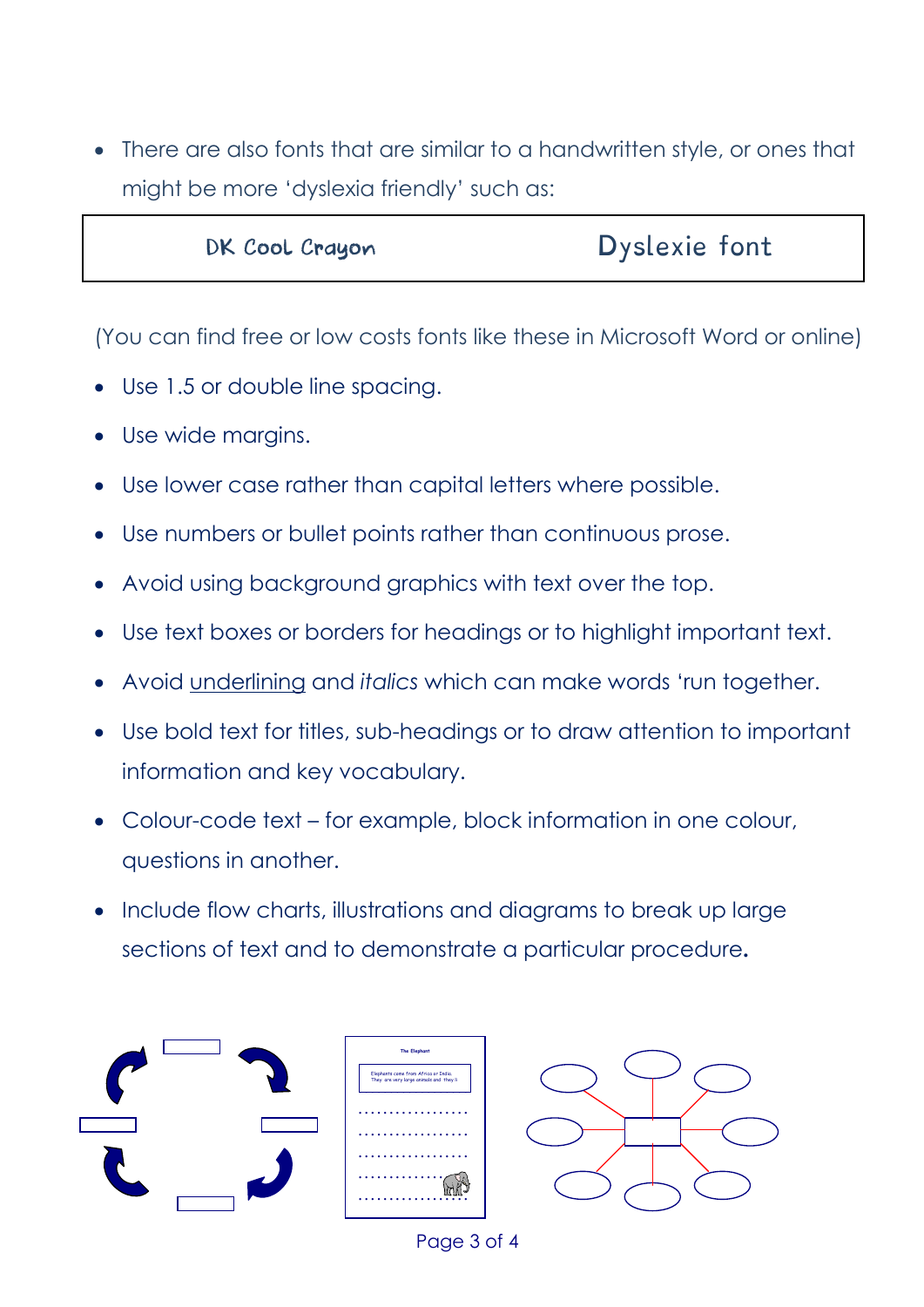- There are also fonts that are similar to a handwritten style, or ones that might be more 'dyslexia friendly' such as:

| DK Cool Crayon | Dyslexie font |
|---|---|

(You can find free or low costs fonts like these in Microsoft Word or online)

- Use 1.5 or double line spacing.
- Use wide margins.
- Use lower case rather than capital letters where possible.
- Use numbers or bullet points rather than continuous prose.
- Avoid using background graphics with text over the top.
- Use text boxes or borders for headings or to highlight important text.
- Avoid <u>underlining</u> and *italics* which can make words 'run together.
- Use bold text for titles, sub-headings or to draw attention to important information and key vocabulary.
- Colour-code text – for example, block information in one colour, questions in another.
- Include flow charts, illustrations and diagrams to break up large sections of text and to demonstrate a particular procedure**.**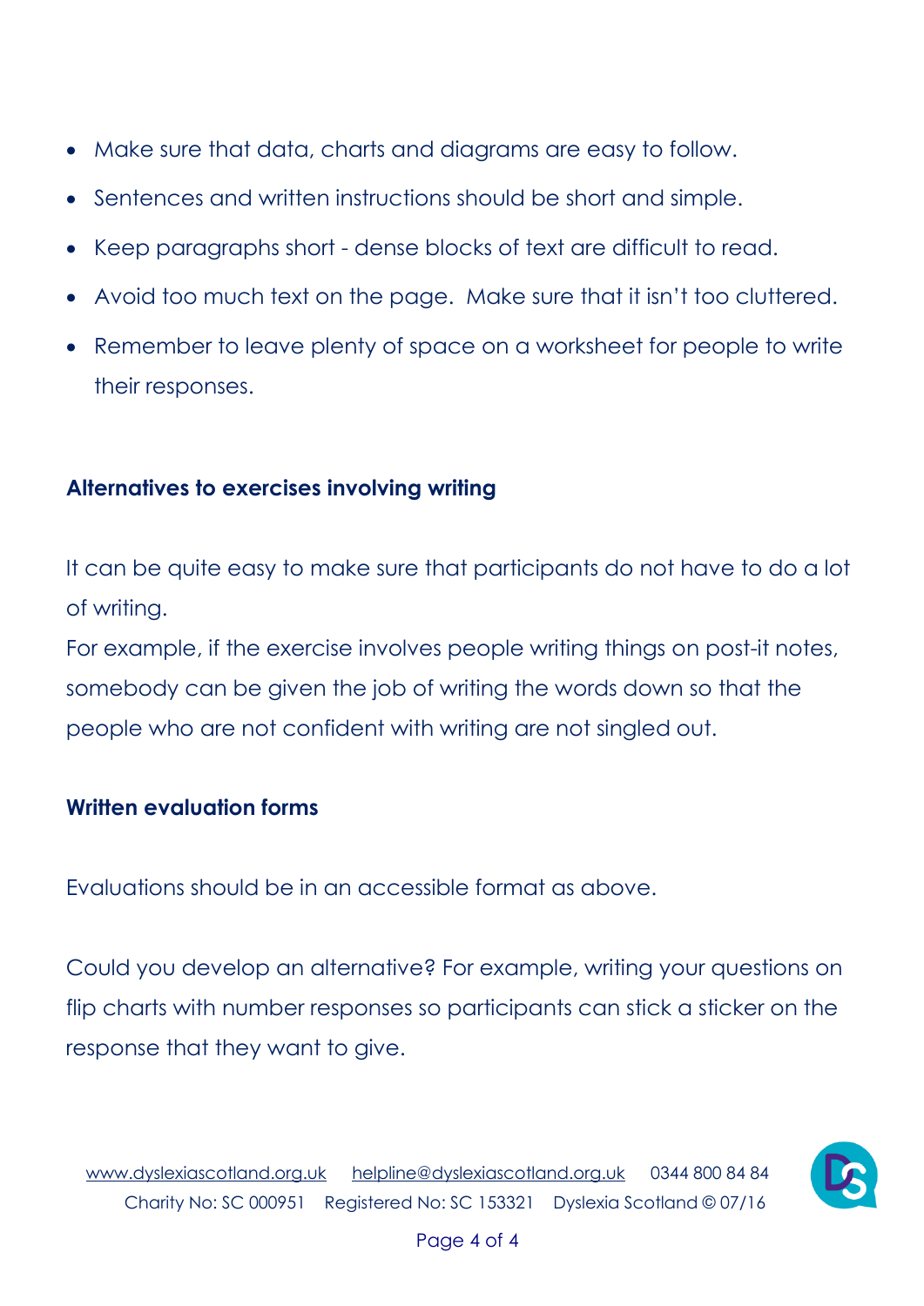- Make sure that data, charts and diagrams are easy to follow.
- Sentences and written instructions should be short and simple.
- Keep paragraphs short - dense blocks of text are difficult to read.
- Avoid too much text on the page.  Make sure that it isn't too cluttered.
- Remember to leave plenty of space on a worksheet for people to write their responses.

**Alternatives to exercises involving writing**

It can be quite easy to make sure that participants do not have to do a lot of writing.
For example, if the exercise involves people writing things on post-it notes, somebody can be given the job of writing the words down so that the people who are not confident with writing are not singled out.

**Written evaluation forms**

Evaluations should be in an accessible format as above.

Could you develop an alternative? For example, writing your questions on flip charts with number responses so participants can stick a sticker on the response that they want to give.